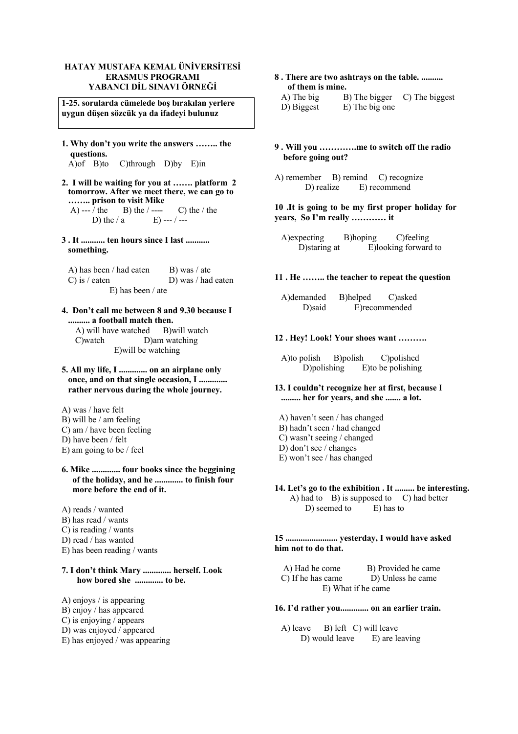**HATAY MUSTAFA KEMAL ÜNİVERSİTESİ**
**ERASMUS PROGRAMI**
**YABANCI DİL SINAVI ÖRNEĞİ**

**1-25. sorularda cümelede boş bırakılan yerlere uygun düşen sözcük ya da ifadeyi bulunuz**

**1. Why don't you write the answers …….. the questions.**

A)of B)to C)through D)by E)in

**2. I will be waiting for you at ……. platform 2 tomorrow. After we meet there, we can go to …….. prison to visit Mike**

A) --- / the B) the / ---- C) the / the D) the / a E) --- / ---

**3 . It ........... ten hours since I last ........... something.**

A) has been / had eaten B) was / ate C) is / eaten D) was / had eaten E) has been / ate

**4. Don't call me between 8 and 9.30 because I .......... a football match then.**

A) will have watched B)will watch C)watch D)am watching E)will be watching

**5. All my life, I ............. on an airplane only once, and on that single occasion, I ............. rather nervous during the whole journey.**

A) was / have felt
B) will be / am feeling
C) am / have been feeling
D) have been / felt
E) am going to be / feel

**6. Mike ............. four books since the beggining of the holiday, and he ............. to finish four more before the end of it.**

A) reads / wanted
B) has read / wants
C) is reading / wants
D) read / has wanted
E) has been reading / wants

**7. I don't think Mary ............. herself. Look how bored she ............. to be.**

A) enjoys / is appearing
B) enjoy / has appeared
C) is enjoying / appears
D) was enjoyed / appeared
E) has enjoyed / was appearing

**8 . There are two ashtrays on the table. .......... of them is mine.**

A) The big B) The bigger C) The biggest D) Biggest E) The big one

**9 . Will you ………….me to switch off the radio before going out?**

A) remember B) remind C) recognize D) realize E) recommend

**10 .It is going to be my first proper holiday for years, So I'm really ………… it**

A)expecting B)hoping C)feeling D)staring at E)looking forward to

**11 . He …….. the teacher to repeat the question**

A)demanded B)helped C)asked D)said E)recommended

**12 . Hey! Look! Your shoes want ……….**

A)to polish B)polish C)polished D)polishing E)to be polishing

**13. I couldn't recognize her at first, because I ......... her for years, and she ....... a lot.**

A) haven't seen / has changed
B) hadn't seen / had changed
C) wasn't seeing / changed
D) don't see / changes
E) won't see / has changed

**14. Let's go to the exhibition . It ......... be interesting.**

A) had to B) is supposed to C) had better D) seemed to E) has to

**15 ........................ yesterday, I would have asked him not to do that.**

A) Had he come B) Provided he came C) If he has came D) Unless he came E) What if he came

**16. I'd rather you............. on an earlier train.**

A) leave B) left C) will leave D) would leave E) are leaving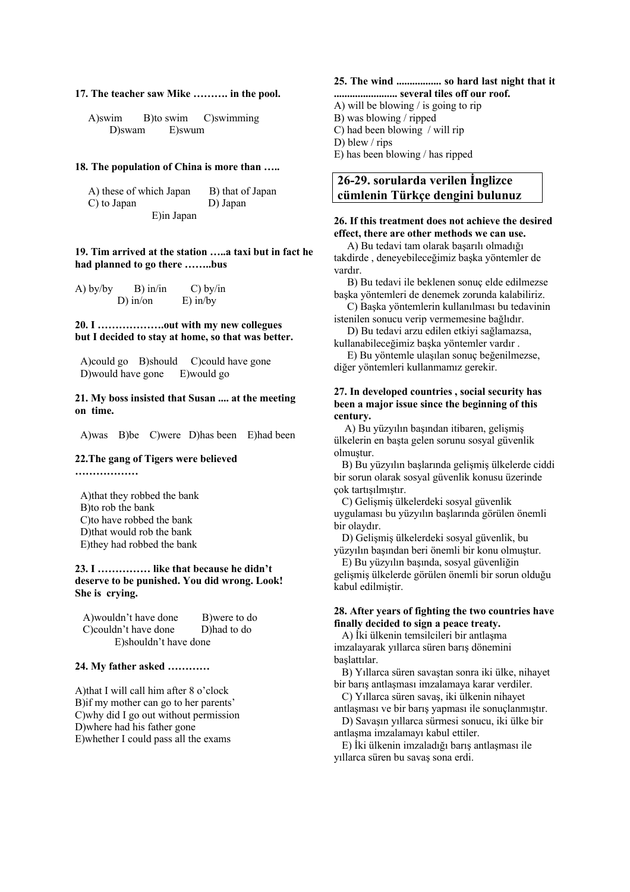**17. The teacher saw Mike ………. in the pool.**

A)swim B)to swim C)swimming D)swam E)swum

**18. The population of China is more than …..**

A) these of which Japan B) that of Japan C) to Japan D) Japan E)in Japan

**19. Tim arrived at the station …..a taxi but in fact he had planned to go there ……..bus**

A) by/by B) in/in C) by/in D) in/on E) in/by

**20. I ……………….out with my new collegues but I decided to stay at home, so that was better.**

A)could go B)should C)could have gone D)would have gone E)would go

**21. My boss insisted that Susan .... at the meeting on time.**

A)was B)be C)were D)has been E)had been

**22.The gang of Tigers were believed ………………**

A)that they robbed the bank
B)to rob the bank
C)to have robbed the bank
D)that would rob the bank
E)they had robbed the bank

**23. I …………… like that because he didn't deserve to be punished. You did wrong. Look! She is crying.**

A)wouldn't have done B)were to do C)couldn't have done D)had to do E)shouldn't have done

**24. My father asked …………**

A)that I will call him after 8 o'clock
B)if my mother can go to her parents'
C)why did I go out without permission
D)where had his father gone
E)whether I could pass all the exams

**25. The wind ................. so hard last night that it ........................ several tiles off our roof.**

A) will be blowing / is going to rip
B) was blowing / ripped
C) had been blowing / will rip
D) blew / rips
E) has been blowing / has ripped

## 26-29. sorularda verilen İnglizce cümlenin Türkçe dengini bulunuz

**26. If this treatment does not achieve the desired effect, there are other methods we can use.**

A) Bu tedavi tam olarak başarılı olmadığı takdirde , deneyebileceğimiz başka yöntemler de vardır.
B) Bu tedavi ile beklenen sonuç elde edilmezse başka yöntemleri de denemek zorunda kalabiliriz.
C) Başka yöntemlerin kullanılması bu tedavinin istenilen sonucu verip vermemesine bağlıdır.
D) Bu tedavi arzu edilen etkiyi sağlamazsa, kullanabileceğimiz başka yöntemler vardır .
E) Bu yöntemle ulaşılan sonuç beğenilmezse, diğer yöntemleri kullanmamız gerekir.

**27. In developed countries , social security has been a major issue since the beginning of this century.**

A) Bu yüzyılın başından itibaren, gelişmiş ülkelerin en başta gelen sorunu sosyal güvenlik olmuştur.
B) Bu yüzyılın başlarında gelişmiş ülkelerde ciddi bir sorun olarak sosyal güvenlik konusu üzerinde çok tartışılmıştır.
C) Gelişmiş ülkelerdeki sosyal güvenlik uygulaması bu yüzyılın başlarında görülen önemli bir olaydır.
D) Gelişmiş ülkelerdeki sosyal güvenlik, bu yüzyılın başından beri önemli bir konu olmuştur.
E) Bu yüzyılın başında, sosyal güvenliğin gelişmiş ülkelerde görülen önemli bir sorun olduğu kabul edilmiştir.

**28. After years of fighting the two countries have finally decided to sign a peace treaty.**

A) İki ülkenin temsilcileri bir antlaşma imzalayarak yıllarca süren barış dönemini başlattılar.
B) Yıllarca süren savaştan sonra iki ülke, nihayet bir barış antlaşması imzalamaya karar verdiler.
C) Yıllarca süren savaş, iki ülkenin nihayet antlaşması ve bir barış yapması ile sonuçlanmıştır.
D) Savaşın yıllarca sürmesi sonucu, iki ülke bir antlaşma imzalamayı kabul ettiler.
E) İki ülkenin imzaladığı barış antlaşması ile yıllarca süren bu savaş sona erdi.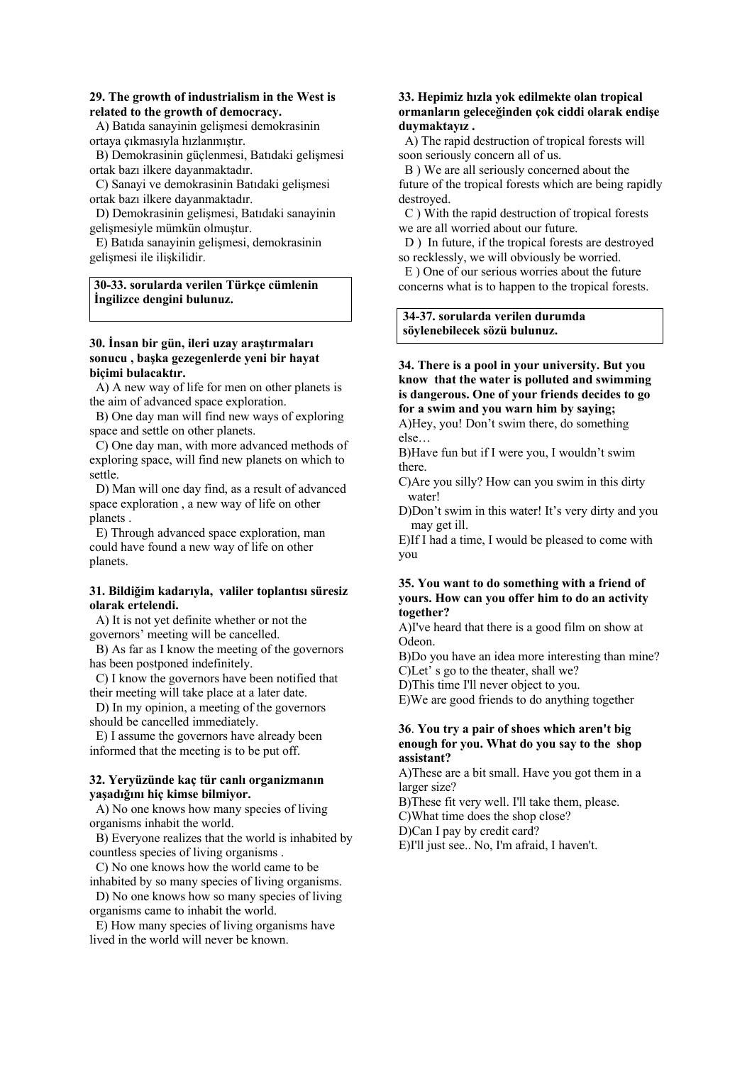**29. The growth of industrialism in the West is related to the growth of democracy.**

A) Batıda sanayinin gelişmesi demokrasinin ortaya çıkmasıyla hızlanmıştır.

B) Demokrasinin güçlenmesi, Batıdaki gelişmesi ortak bazı ilkere dayanmaktadır.

C) Sanayi ve demokrasinin Batıdaki gelişmesi ortak bazı ilkere dayanmaktadır.

D) Demokrasinin gelişmesi, Batıdaki sanayinin gelişmesiyle mümkün olmuştur.

E) Batıda sanayinin gelişmesi, demokrasinin gelişmesi ile ilişkilidir.

**30-33. sorularda verilen Türkçe cümlenin İngilizce dengini bulunuz.**

**30. İnsan bir gün, ileri uzay araştırmaları sonucu , başka gezegenlerde yeni bir hayat biçimi bulacaktır.**

A) A new way of life for men on other planets is the aim of advanced space exploration.

B) One day man will find new ways of exploring space and settle on other planets.

C) One day man, with more advanced methods of exploring space, will find new planets on which to settle.

D) Man will one day find, as a result of advanced space exploration , a new way of life on other planets .

E) Through advanced space exploration, man could have found a new way of life on other planets.

**31. Bildiğim kadarıyla, valiler toplantısı süresiz olarak ertelendi.**

A) It is not yet definite whether or not the governors' meeting will be cancelled.

B) As far as I know the meeting of the governors has been postponed indefinitely.

C) I know the governors have been notified that their meeting will take place at a later date.

D) In my opinion, a meeting of the governors should be cancelled immediately.

E) I assume the governors have already been informed that the meeting is to be put off.

**32. Yeryüzünde kaç tür canlı organizmanın yaşadığını hiç kimse bilmiyor.**

A) No one knows how many species of living organisms inhabit the world.

B) Everyone realizes that the world is inhabited by countless species of living organisms .

C) No one knows how the world came to be inhabited by so many species of living organisms.

D) No one knows how so many species of living organisms came to inhabit the world.

E) How many species of living organisms have lived in the world will never be known.

**33. Hepimiz hızla yok edilmekte olan tropical ormanların geleceğinden çok ciddi olarak endişe duymaktayız .**

A) The rapid destruction of tropical forests will soon seriously concern all of us.

B ) We are all seriously concerned about the future of the tropical forests which are being rapidly destroyed.

C ) With the rapid destruction of tropical forests we are all worried about our future.

D ) In future, if the tropical forests are destroyed so recklessly, we will obviously be worried.

E ) One of our serious worries about the future concerns what is to happen to the tropical forests.

**34-37. sorularda verilen durumda söylenebilecek sözü bulunuz.**

**34. There is a pool in your university. But you know that the water is polluted and swimming is dangerous. One of your friends decides to go for a swim and you warn him by saying;**

A)Hey, you! Don't swim there, do something else…

B)Have fun but if I were you, I wouldn't swim there.

C)Are you silly? How can you swim in this dirty water!

D)Don't swim in this water! It's very dirty and you may get ill.

E)If I had a time, I would be pleased to come with you

**35. You want to do something with a friend of yours. How can you offer him to do an activity together?**

A)I've heard that there is a good film on show at Odeon.

B)Do you have an idea more interesting than mine?

C)Let' s go to the theater, shall we?

D)This time I'll never object to you.

E)We are good friends to do anything together

**36. You try a pair of shoes which aren't big enough for you. What do you say to the shop assistant?**

A)These are a bit small. Have you got them in a larger size?

B)These fit very well. I'll take them, please.

C)What time does the shop close?

D)Can I pay by credit card?

E)I'll just see.. No, I'm afraid, I haven't.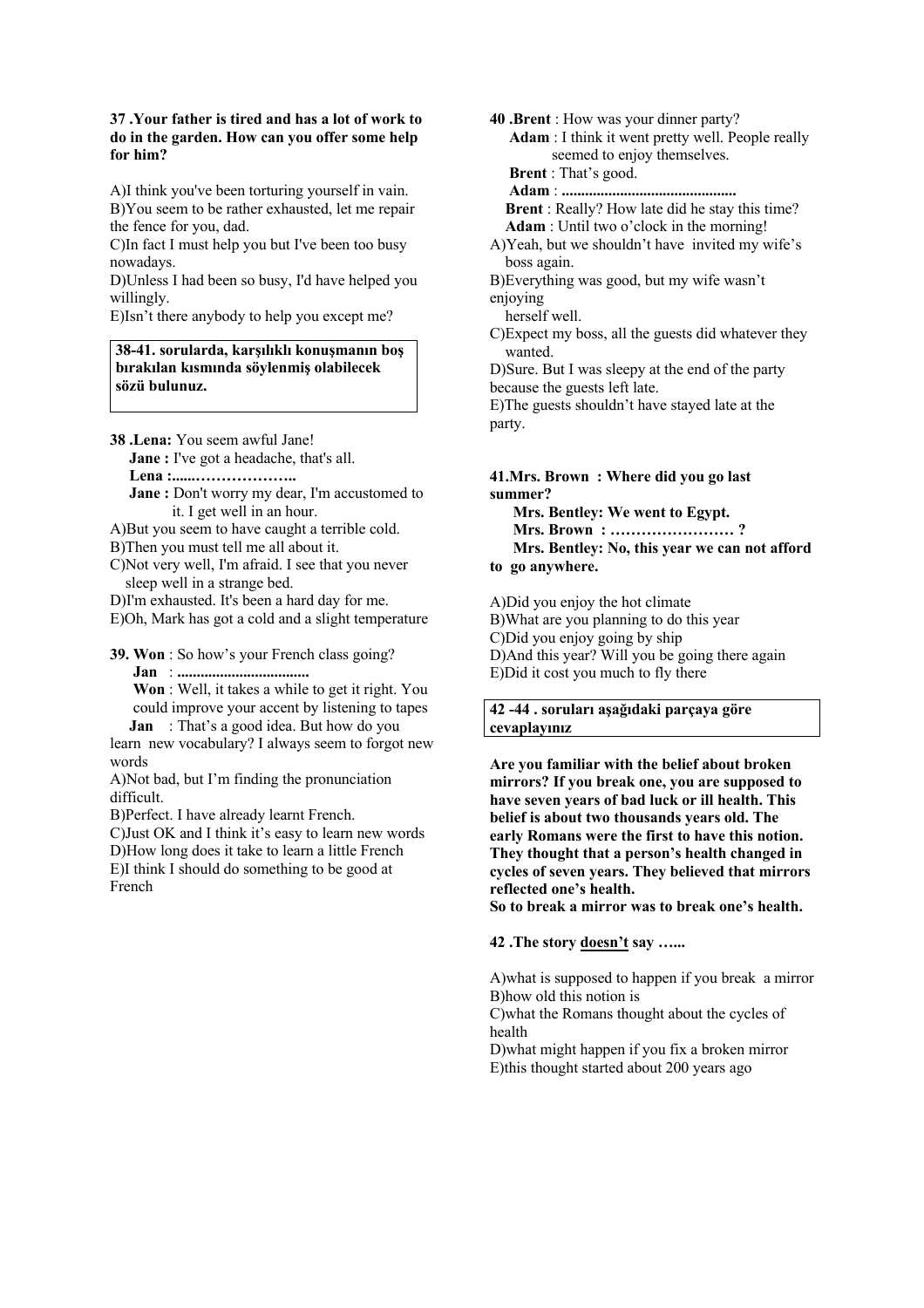**37 .Your father is tired and has a lot of work to do in the garden. How can you offer some help for him?**

A)I think you've been torturing yourself in vain.
B)You seem to be rather exhausted, let me repair the fence for you, dad.
C)In fact I must help you but I've been too busy nowadays.
D)Unless I had been so busy, I'd have helped you willingly.
E)Isn't there anybody to help you except me?

**38-41. sorularda, karşılıklı konuşmanın boş bırakılan kısmında söylenmiş olabilecek sözü bulunuz.**

**38 .Lena:** You seem awful Jane!
**Jane :** I've got a headache, that's all.
**Lena :......………………..**
**Jane :** Don't worry my dear, I'm accustomed to it. I get well in an hour.

A)But you seem to have caught a terrible cold.
B)Then you must tell me all about it.
C)Not very well, I'm afraid. I see that you never sleep well in a strange bed.
D)I'm exhausted. It's been a hard day for me.
E)Oh, Mark has got a cold and a slight temperature

**39. Won** : So how's your French class going?
**Jan** : **.................................**
**Won** : Well, it takes a while to get it right. You could improve your accent by listening to tapes
**Jan** : That's a good idea. But how do you learn new vocabulary? I always seem to forgot new words

A)Not bad, but I'm finding the pronunciation difficult.
B)Perfect. I have already learnt French.
C)Just OK and I think it's easy to learn new words
D)How long does it take to learn a little French
E)I think I should do something to be good at French

**40 .Brent** : How was your dinner party?
**Adam** : I think it went pretty well. People really seemed to enjoy themselves.
**Brent** : That's good.
**Adam** : **............................................**
**Brent** : Really? How late did he stay this time?
**Adam** : Until two o'clock in the morning!

A)Yeah, but we shouldn't have invited my wife's boss again.
B)Everything was good, but my wife wasn't enjoying herself well.
C)Expect my boss, all the guests did whatever they wanted.
D)Sure. But I was sleepy at the end of the party because the guests left late.
E)The guests shouldn't have stayed late at the party.

**41.Mrs. Brown : Where did you go last summer?**
**Mrs. Bentley: We went to Egypt.**
**Mrs. Brown : …………………… ?**
**Mrs. Bentley: No, this year we can not afford to go anywhere.**

A)Did you enjoy the hot climate
B)What are you planning to do this year
C)Did you enjoy going by ship
D)And this year? Will you be going there again
E)Did it cost you much to fly there

**42 -44 . soruları aşağıdaki parçaya göre cevaplayınız**

**Are you familiar with the belief about broken mirrors? If you break one, you are supposed to have seven years of bad luck or ill health. This belief is about two thousands years old. The early Romans were the first to have this notion. They thought that a person's health changed in cycles of seven years. They believed that mirrors reflected one's health.**
**So to break a mirror was to break one's health.**

**42 .The story <u>doesn't</u> say …...**

A)what is supposed to happen if you break a mirror
B)how old this notion is
C)what the Romans thought about the cycles of health
D)what might happen if you fix a broken mirror
E)this thought started about 200 years ago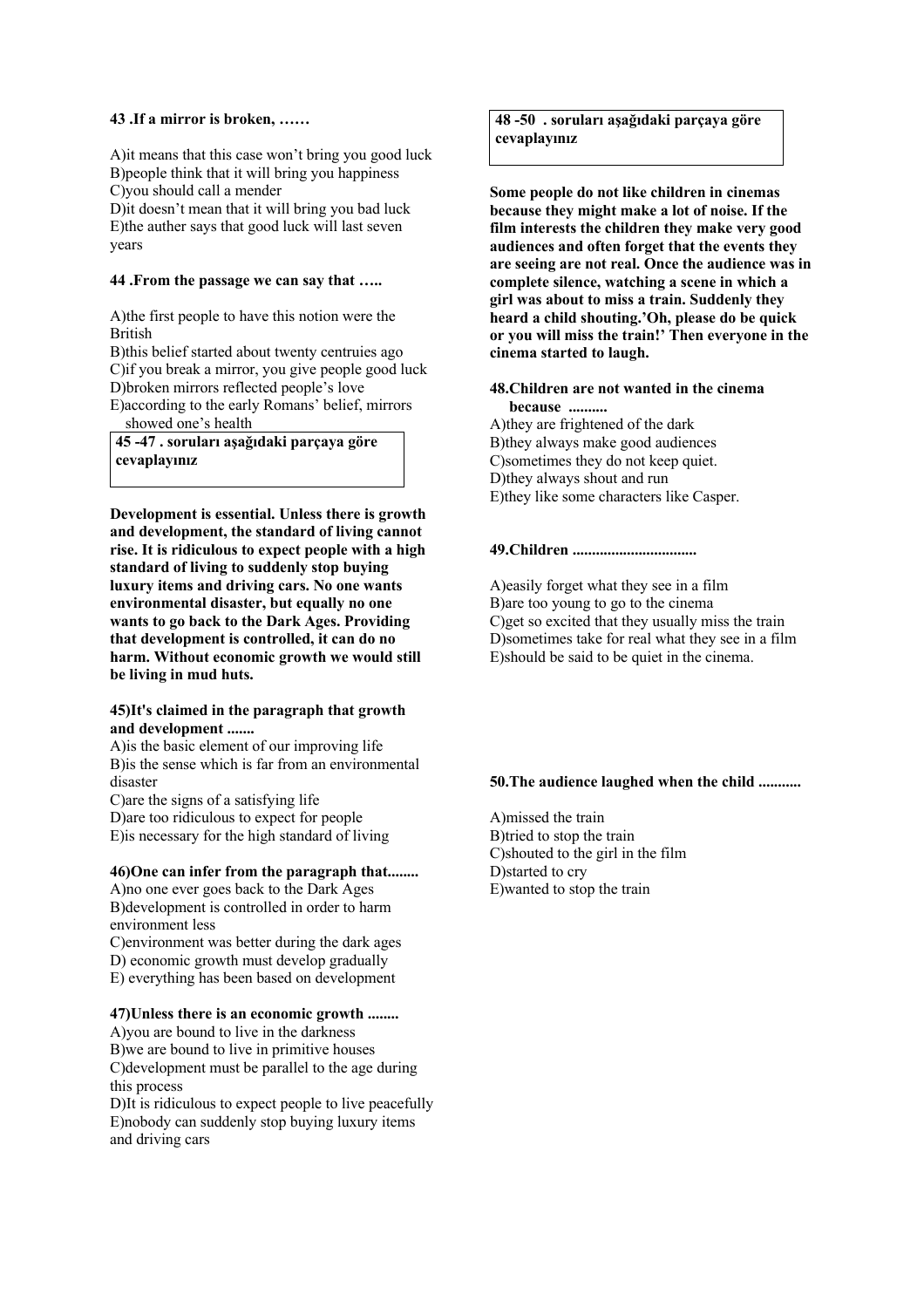**43 .If a mirror is broken, ……**

A)it means that this case won't bring you good luck
B)people think that it will bring you happiness
C)you should call a mender
D)it doesn't mean that it will bring you bad luck
E)the auther says that good luck will last seven years

**44 .From the passage we can say that …..**

A)the first people to have this notion were the British
B)this belief started about twenty centruies ago
C)if you break a mirror, you give people good luck
D)broken mirrors reflected people's love
E)according to the early Romans' belief, mirrors showed one's health

**45 -47 . soruları aşağıdaki parçaya göre cevaplayınız**

**Development is essential. Unless there is growth and development, the standard of living cannot rise. It is ridiculous to expect people with a high standard of living to suddenly stop buying luxury items and driving cars. No one wants environmental disaster, but equally no one wants to go back to the Dark Ages. Providing that development is controlled, it can do no harm. Without economic growth we would still be living in mud huts.**

**45)It's claimed in the paragraph that growth and development .......**

A)is the basic element of our improving life
B)is the sense which is far from an environmental disaster
C)are the signs of a satisfying life
D)are too ridiculous to expect for people
E)is necessary for the high standard of living

**46)One can infer from the paragraph that........**

A)no one ever goes back to the Dark Ages
B)development is controlled in order to harm environment less
C)environment was better during the dark ages
D) economic growth must develop gradually
E) everything has been based on development

**47)Unless there is an economic growth ........**

A)you are bound to live in the darkness
B)we are bound to live in primitive houses
C)development must be parallel to the age during this process
D)It is ridiculous to expect people to live peacefully
E)nobody can suddenly stop buying luxury items and driving cars

**48 -50 . soruları aşağıdaki parçaya göre cevaplayınız**

**Some people do not like children in cinemas because they might make a lot of noise. If the film interests the children they make very good audiences and often forget that the events they are seeing are not real. Once the audience was in complete silence, watching a scene in which a girl was about to miss a train. Suddenly they heard a child shouting.'Oh, please do be quick or you will miss the train!' Then everyone in the cinema started to laugh.**

**48.Children are not wanted in the cinema because ..........**

A)they are frightened of the dark
B)they always make good audiences
C)sometimes they do not keep quiet.
D)they always shout and run
E)they like some characters like Casper.

**49.Children ................................**

A)easily forget what they see in a film
B)are too young to go to the cinema
C)get so excited that they usually miss the train
D)sometimes take for real what they see in a film
E)should be said to be quiet in the cinema.

**50.The audience laughed when the child ...........**

A)missed the train
B)tried to stop the train
C)shouted to the girl in the film
D)started to cry
E)wanted to stop the train